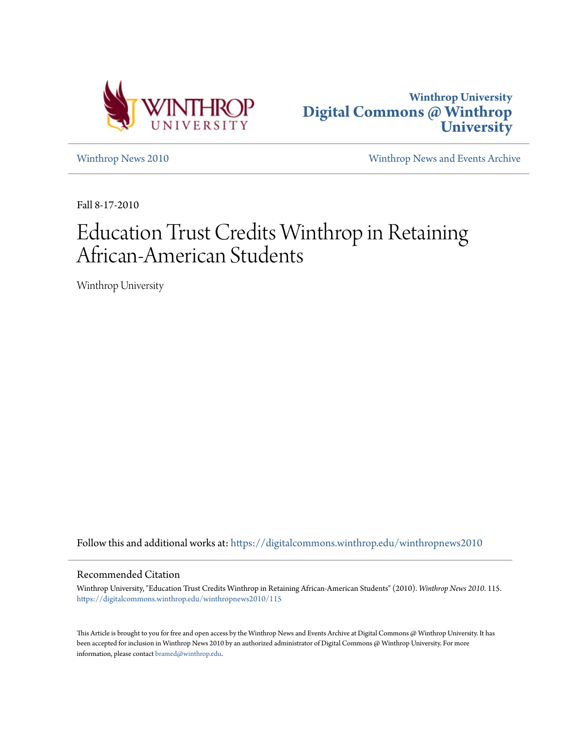Winthrop University
**Digital Commons @ Winthrop University**

Winthrop News 2010

Winthrop News and Events Archive

Fall 8-17-2010

# Education Trust Credits Winthrop in Retaining African-American Students

Winthrop University

Follow this and additional works at: https://digitalcommons.winthrop.edu/winthropnews2010

## Recommended Citation

Winthrop University, "Education Trust Credits Winthrop in Retaining African-American Students" (2010). *Winthrop News 2010*. 115.
https://digitalcommons.winthrop.edu/winthropnews2010/115

This Article is brought to you for free and open access by the Winthrop News and Events Archive at Digital Commons @ Winthrop University. It has been accepted for inclusion in Winthrop News 2010 by an authorized administrator of Digital Commons @ Winthrop University. For more information, please contact bramed@winthrop.edu.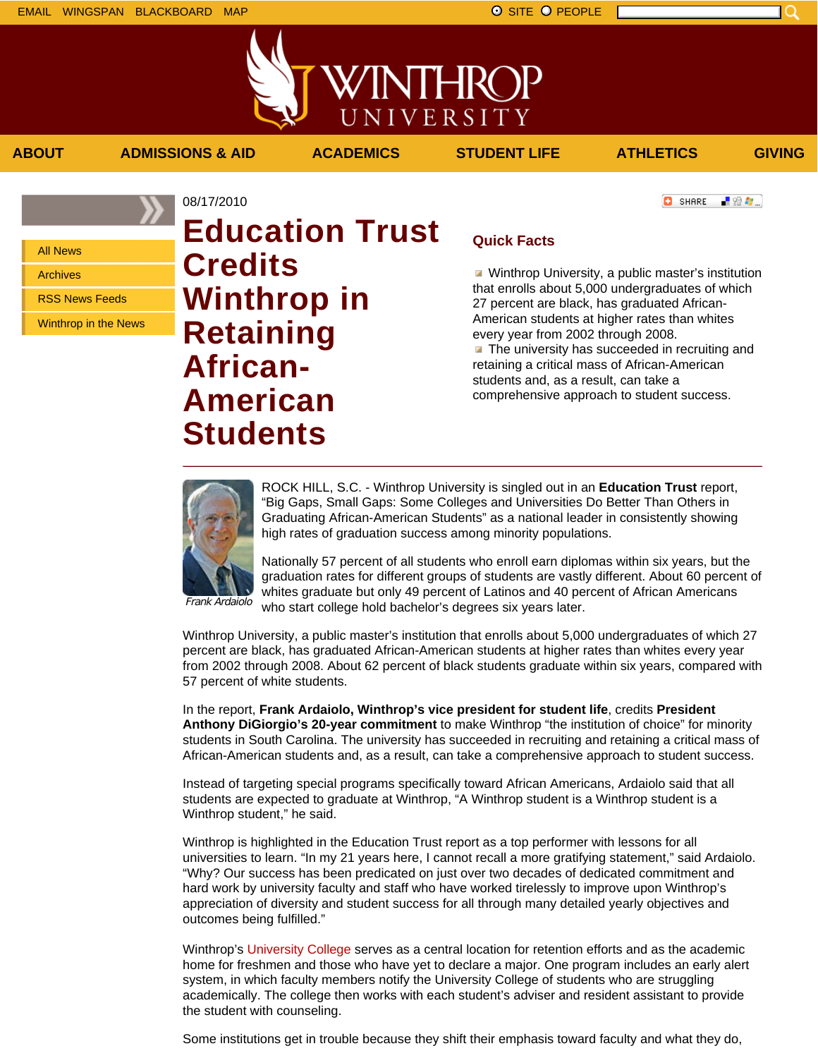EMAIL WINGSPAN BLACKBOARD MAP

SITE PEOPLE

ABOUT ADMISSIONS & AID ACADEMICS STUDENT LIFE ATHLETICS GIVING

- All News
- Archives
- RSS News Feeds
- Winthrop in the News

08/17/2010

# Education Trust Credits Winthrop in Retaining African-American Students

## Quick Facts

- Winthrop University, a public master's institution that enrolls about 5,000 undergraduates of which 27 percent are black, has graduated African-American students at higher rates than whites every year from 2002 through 2008.
- The university has succeeded in recruiting and retaining a critical mass of African-American students and, as a result, can take a comprehensive approach to student success.

*Frank Ardaiolo*

ROCK HILL, S.C. - Winthrop University is singled out in an **Education Trust** report, "Big Gaps, Small Gaps: Some Colleges and Universities Do Better Than Others in Graduating African-American Students" as a national leader in consistently showing high rates of graduation success among minority populations.

Nationally 57 percent of all students who enroll earn diplomas within six years, but the graduation rates for different groups of students are vastly different. About 60 percent of whites graduate but only 49 percent of Latinos and 40 percent of African Americans who start college hold bachelor's degrees six years later.

Winthrop University, a public master's institution that enrolls about 5,000 undergraduates of which 27 percent are black, has graduated African-American students at higher rates than whites every year from 2002 through 2008. About 62 percent of black students graduate within six years, compared with 57 percent of white students.

In the report, **Frank Ardaiolo, Winthrop's vice president for student life**, credits **President Anthony DiGiorgio's 20-year commitment** to make Winthrop "the institution of choice" for minority students in South Carolina. The university has succeeded in recruiting and retaining a critical mass of African-American students and, as a result, can take a comprehensive approach to student success.

Instead of targeting special programs specifically toward African Americans, Ardaiolo said that all students are expected to graduate at Winthrop, "A Winthrop student is a Winthrop student is a Winthrop student," he said.

Winthrop is highlighted in the Education Trust report as a top performer with lessons for all universities to learn. "In my 21 years here, I cannot recall a more gratifying statement," said Ardaiolo. "Why? Our success has been predicated on just over two decades of dedicated commitment and hard work by university faculty and staff who have worked tirelessly to improve upon Winthrop's appreciation of diversity and student success for all through many detailed yearly objectives and outcomes being fulfilled."

Winthrop's University College serves as a central location for retention efforts and as the academic home for freshmen and those who have yet to declare a major. One program includes an early alert system, in which faculty members notify the University College of students who are struggling academically. The college then works with each student's adviser and resident assistant to provide the student with counseling.

Some institutions get in trouble because they shift their emphasis toward faculty and what they do,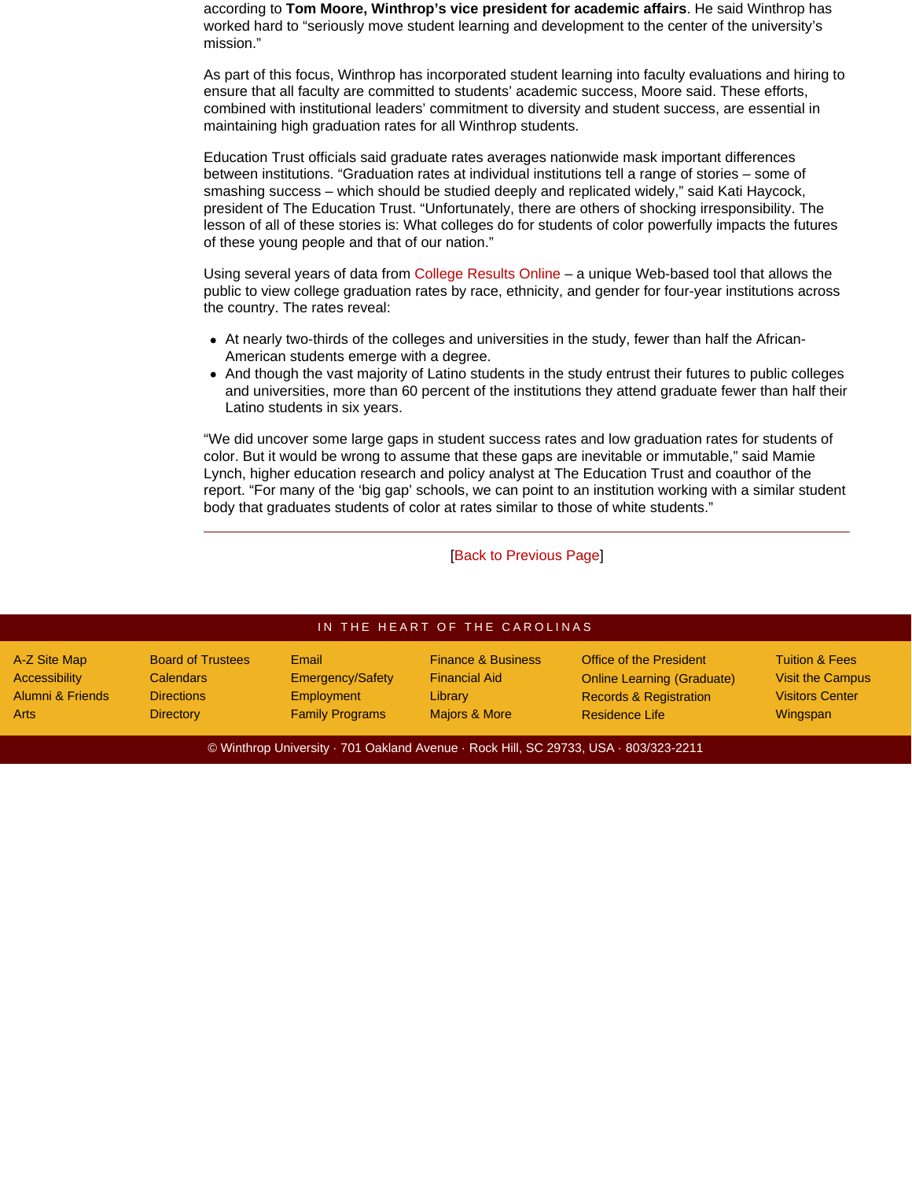according to **Tom Moore, Winthrop's vice president for academic affairs**. He said Winthrop has worked hard to "seriously move student learning and development to the center of the university's mission."

As part of this focus, Winthrop has incorporated student learning into faculty evaluations and hiring to ensure that all faculty are committed to students' academic success, Moore said. These efforts, combined with institutional leaders' commitment to diversity and student success, are essential in maintaining high graduation rates for all Winthrop students.

Education Trust officials said graduate rates averages nationwide mask important differences between institutions. "Graduation rates at individual institutions tell a range of stories – some of smashing success – which should be studied deeply and replicated widely," said Kati Haycock, president of The Education Trust. "Unfortunately, there are others of shocking irresponsibility. The lesson of all of these stories is: What colleges do for students of color powerfully impacts the futures of these young people and that of our nation."

Using several years of data from College Results Online – a unique Web-based tool that allows the public to view college graduation rates by race, ethnicity, and gender for four-year institutions across the country. The rates reveal:

- At nearly two-thirds of the colleges and universities in the study, fewer than half the African-American students emerge with a degree.
- And though the vast majority of Latino students in the study entrust their futures to public colleges and universities, more than 60 percent of the institutions they attend graduate fewer than half their Latino students in six years.

"We did uncover some large gaps in student success rates and low graduation rates for students of color. But it would be wrong to assume that these gaps are inevitable or immutable," said Mamie Lynch, higher education research and policy analyst at The Education Trust and coauthor of the report. "For many of the 'big gap' schools, we can point to an institution working with a similar student body that graduates students of color at rates similar to those of white students."

---

[Back to Previous Page]

IN THE HEART OF THE CAROLINAS

A-Z Site Map
Accessibility
Alumni & Friends
Arts
Board of Trustees
Calendars
Directions
Directory
Email
Emergency/Safety
Employment
Family Programs
Finance & Business
Financial Aid
Library
Majors & More
Office of the President
Online Learning (Graduate)
Records & Registration
Residence Life
Tuition & Fees
Visit the Campus
Visitors Center
Wingspan

© Winthrop University · 701 Oakland Avenue · Rock Hill, SC 29733, USA · 803/323-2211